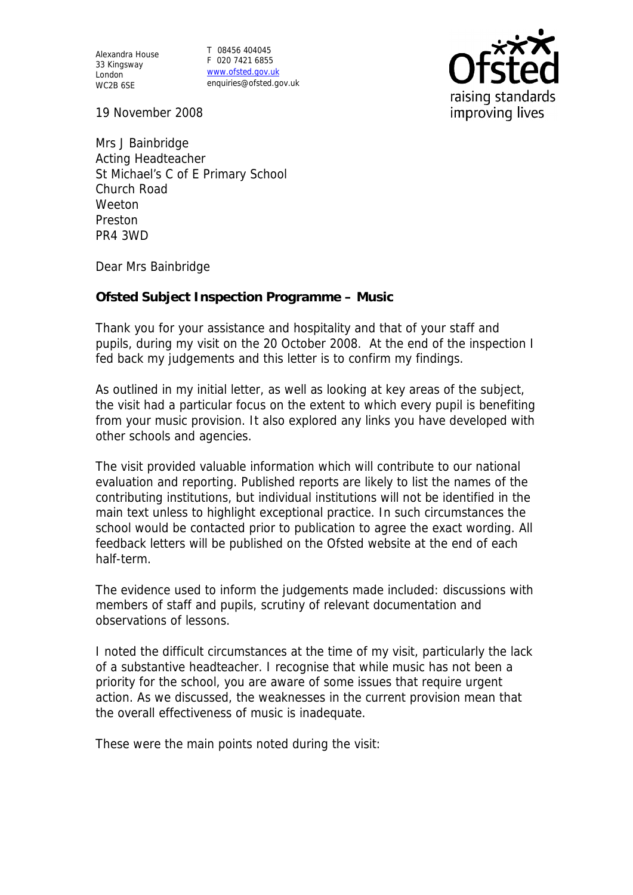Alexandra House
33 Kingsway
London
WC2B 6SE

T 08456 404045
F 020 7421 6855
www.ofsted.gov.uk
enquiries@ofsted.gov.uk

raising standards
improving lives

19 November 2008

Mrs J Bainbridge
Acting Headteacher
St Michael's C of E Primary School
Church Road
Weeton
Preston
PR4 3WD

Dear Mrs Bainbridge

**Ofsted Subject Inspection Programme – Music**

Thank you for your assistance and hospitality and that of your staff and pupils, during my visit on the 20 October 2008. At the end of the inspection I fed back my judgements and this letter is to confirm my findings.

As outlined in my initial letter, as well as looking at key areas of the subject, the visit had a particular focus on the extent to which every pupil is benefiting from your music provision. It also explored any links you have developed with other schools and agencies.

The visit provided valuable information which will contribute to our national evaluation and reporting. Published reports are likely to list the names of the contributing institutions, but individual institutions will not be identified in the main text unless to highlight exceptional practice. In such circumstances the school would be contacted prior to publication to agree the exact wording. All feedback letters will be published on the Ofsted website at the end of each half-term.

The evidence used to inform the judgements made included: discussions with members of staff and pupils, scrutiny of relevant documentation and observations of lessons.

I noted the difficult circumstances at the time of my visit, particularly the lack of a substantive headteacher. I recognise that while music has not been a priority for the school, you are aware of some issues that require urgent action. As we discussed, the weaknesses in the current provision mean that the overall effectiveness of music is inadequate.

These were the main points noted during the visit: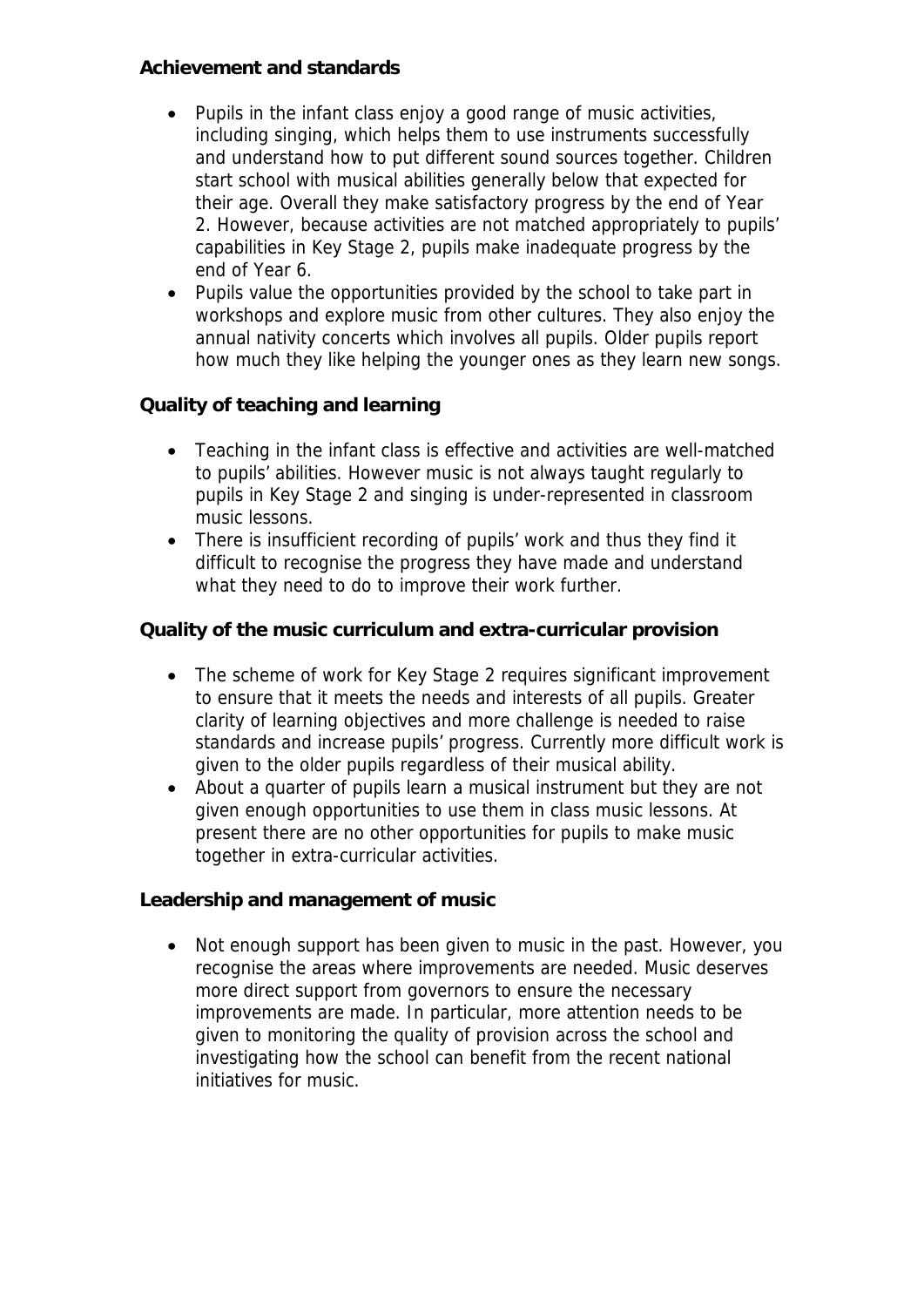**Achievement and standards**

- Pupils in the infant class enjoy a good range of music activities, including singing, which helps them to use instruments successfully and understand how to put different sound sources together. Children start school with musical abilities generally below that expected for their age. Overall they make satisfactory progress by the end of Year 2. However, because activities are not matched appropriately to pupils' capabilities in Key Stage 2, pupils make inadequate progress by the end of Year 6.
- Pupils value the opportunities provided by the school to take part in workshops and explore music from other cultures. They also enjoy the annual nativity concerts which involves all pupils. Older pupils report how much they like helping the younger ones as they learn new songs.

**Quality of teaching and learning**

- Teaching in the infant class is effective and activities are well-matched to pupils' abilities. However music is not always taught regularly to pupils in Key Stage 2 and singing is under-represented in classroom music lessons.
- There is insufficient recording of pupils' work and thus they find it difficult to recognise the progress they have made and understand what they need to do to improve their work further.

**Quality of the music curriculum and extra-curricular provision**

- The scheme of work for Key Stage 2 requires significant improvement to ensure that it meets the needs and interests of all pupils. Greater clarity of learning objectives and more challenge is needed to raise standards and increase pupils' progress. Currently more difficult work is given to the older pupils regardless of their musical ability.
- About a quarter of pupils learn a musical instrument but they are not given enough opportunities to use them in class music lessons. At present there are no other opportunities for pupils to make music together in extra-curricular activities.

**Leadership and management of music**

- Not enough support has been given to music in the past. However, you recognise the areas where improvements are needed. Music deserves more direct support from governors to ensure the necessary improvements are made. In particular, more attention needs to be given to monitoring the quality of provision across the school and investigating how the school can benefit from the recent national initiatives for music.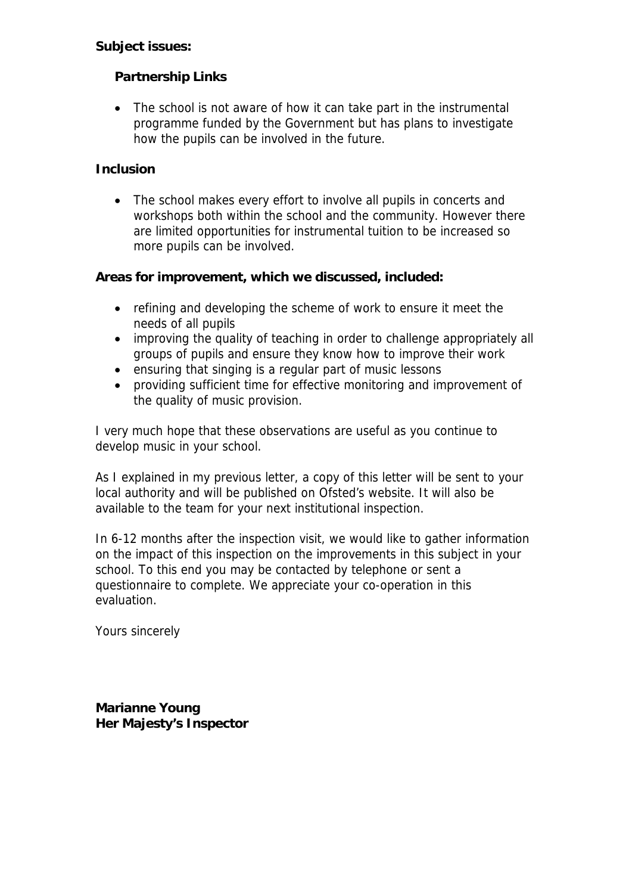**Subject issues:**

**Partnership Links**

- The school is not aware of how it can take part in the instrumental programme funded by the Government but has plans to investigate how the pupils can be involved in the future.

**Inclusion**

- The school makes every effort to involve all pupils in concerts and workshops both within the school and the community. However there are limited opportunities for instrumental tuition to be increased so more pupils can be involved.

**Areas for improvement, which we discussed, included:**

- refining and developing the scheme of work to ensure it meet the needs of all pupils
- improving the quality of teaching in order to challenge appropriately all groups of pupils and ensure they know how to improve their work
- ensuring that singing is a regular part of music lessons
- providing sufficient time for effective monitoring and improvement of the quality of music provision.

I very much hope that these observations are useful as you continue to develop music in your school.

As I explained in my previous letter, a copy of this letter will be sent to your local authority and will be published on Ofsted's website. It will also be available to the team for your next institutional inspection.

In 6-12 months after the inspection visit, we would like to gather information on the impact of this inspection on the improvements in this subject in your school. To this end you may be contacted by telephone or sent a questionnaire to complete. We appreciate your co-operation in this evaluation.

Yours sincerely

**Marianne Young**
**Her Majesty's Inspector**